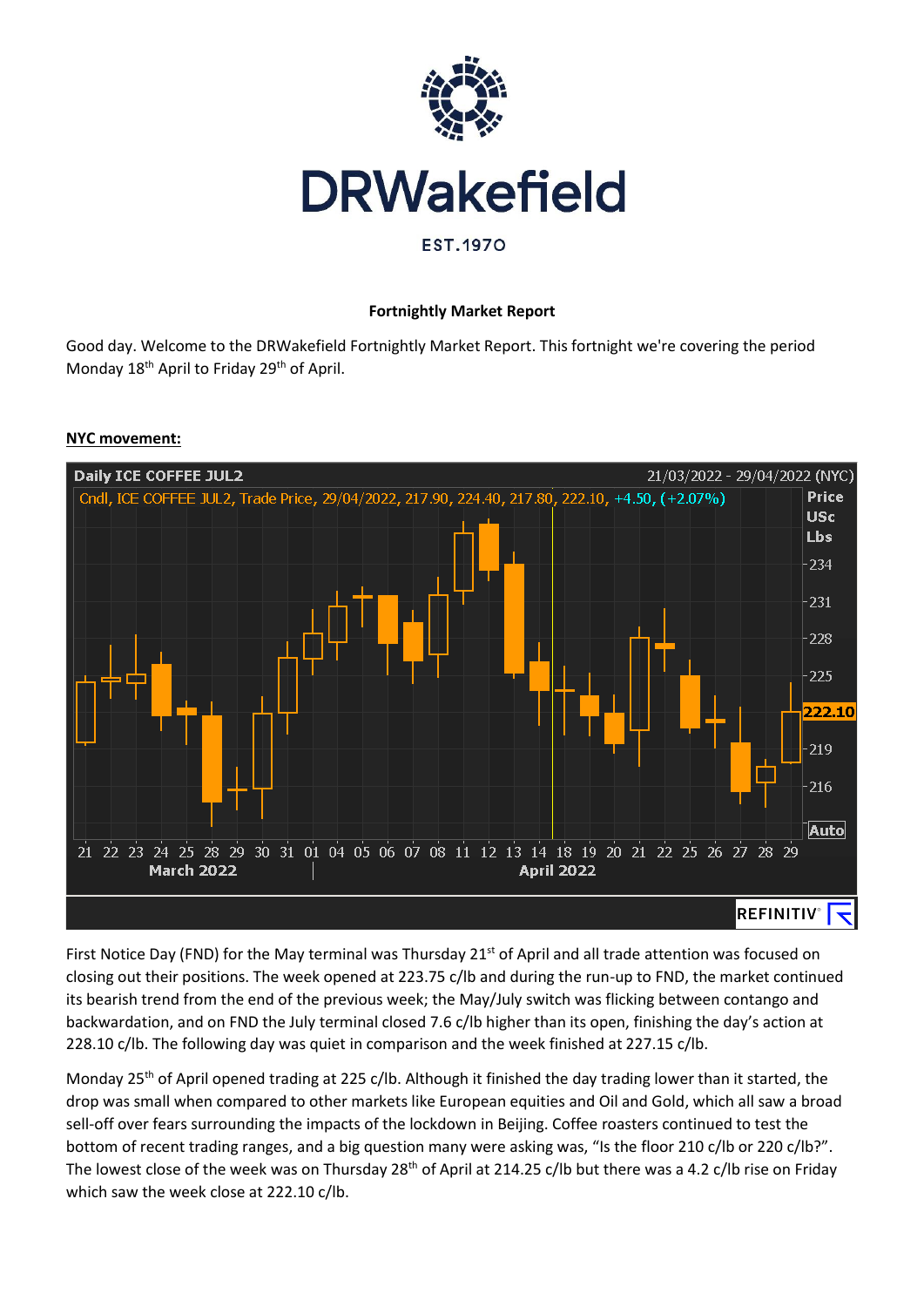DRWakefield

EST.1970

**Fortnightly Market Report**

Good day. Welcome to the DRWakefield Fortnightly Market Report. This fortnight we're covering the period Monday 18th April to Friday 29th of April.

**NYC movement:**

First Notice Day (FND) for the May terminal was Thursday 21st of April and all trade attention was focused on closing out their positions. The week opened at 223.75 c/lb and during the run-up to FND, the market continued its bearish trend from the end of the previous week; the May/July switch was flicking between contango and backwardation, and on FND the July terminal closed 7.6 c/lb higher than its open, finishing the day's action at 228.10 c/lb. The following day was quiet in comparison and the week finished at 227.15 c/lb.

Monday 25th of April opened trading at 225 c/lb. Although it finished the day trading lower than it started, the drop was small when compared to other markets like European equities and Oil and Gold, which all saw a broad sell-off over fears surrounding the impacts of the lockdown in Beijing. Coffee roasters continued to test the bottom of recent trading ranges, and a big question many were asking was, "Is the floor 210 c/lb or 220 c/lb?". The lowest close of the week was on Thursday 28th of April at 214.25 c/lb but there was a 4.2 c/lb rise on Friday which saw the week close at 222.10 c/lb.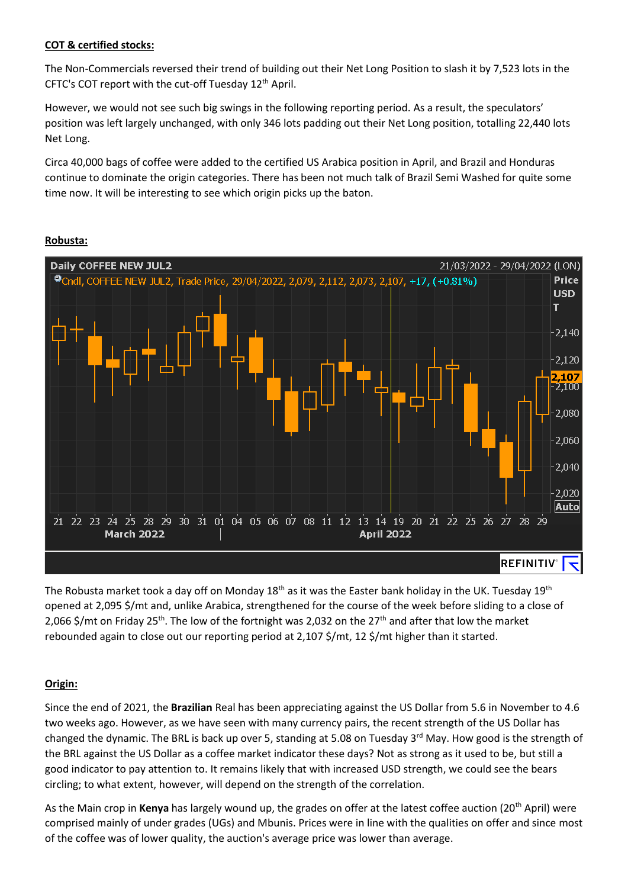**COT & certified stocks:**

The Non-Commercials reversed their trend of building out their Net Long Position to slash it by 7,523 lots in the CFTC's COT report with the cut-off Tuesday 12th April.

However, we would not see such big swings in the following reporting period. As a result, the speculators' position was left largely unchanged, with only 346 lots padding out their Net Long position, totalling 22,440 lots Net Long.

Circa 40,000 bags of coffee were added to the certified US Arabica position in April, and Brazil and Honduras continue to dominate the origin categories. There has been not much talk of Brazil Semi Washed for quite some time now. It will be interesting to see which origin picks up the baton.

**Robusta:**

The Robusta market took a day off on Monday 18th as it was the Easter bank holiday in the UK. Tuesday 19th opened at 2,095 $/mt and, unlike Arabica, strengthened for the course of the week before sliding to a close of 2,066 $/mt on Friday 25th. The low of the fortnight was 2,032 on the 27th and after that low the market rebounded again to close out our reporting period at 2,107 $/mt, 12 $/mt higher than it started.

**Origin:**

Since the end of 2021, the **Brazilian** Real has been appreciating against the US Dollar from 5.6 in November to 4.6 two weeks ago. However, as we have seen with many currency pairs, the recent strength of the US Dollar has changed the dynamic. The BRL is back up over 5, standing at 5.08 on Tuesday 3rd May. How good is the strength of the BRL against the US Dollar as a coffee market indicator these days? Not as strong as it used to be, but still a good indicator to pay attention to. It remains likely that with increased USD strength, we could see the bears circling; to what extent, however, will depend on the strength of the correlation.

As the Main crop in **Kenya** has largely wound up, the grades on offer at the latest coffee auction (20th April) were comprised mainly of under grades (UGs) and Mbunis. Prices were in line with the qualities on offer and since most of the coffee was of lower quality, the auction's average price was lower than average.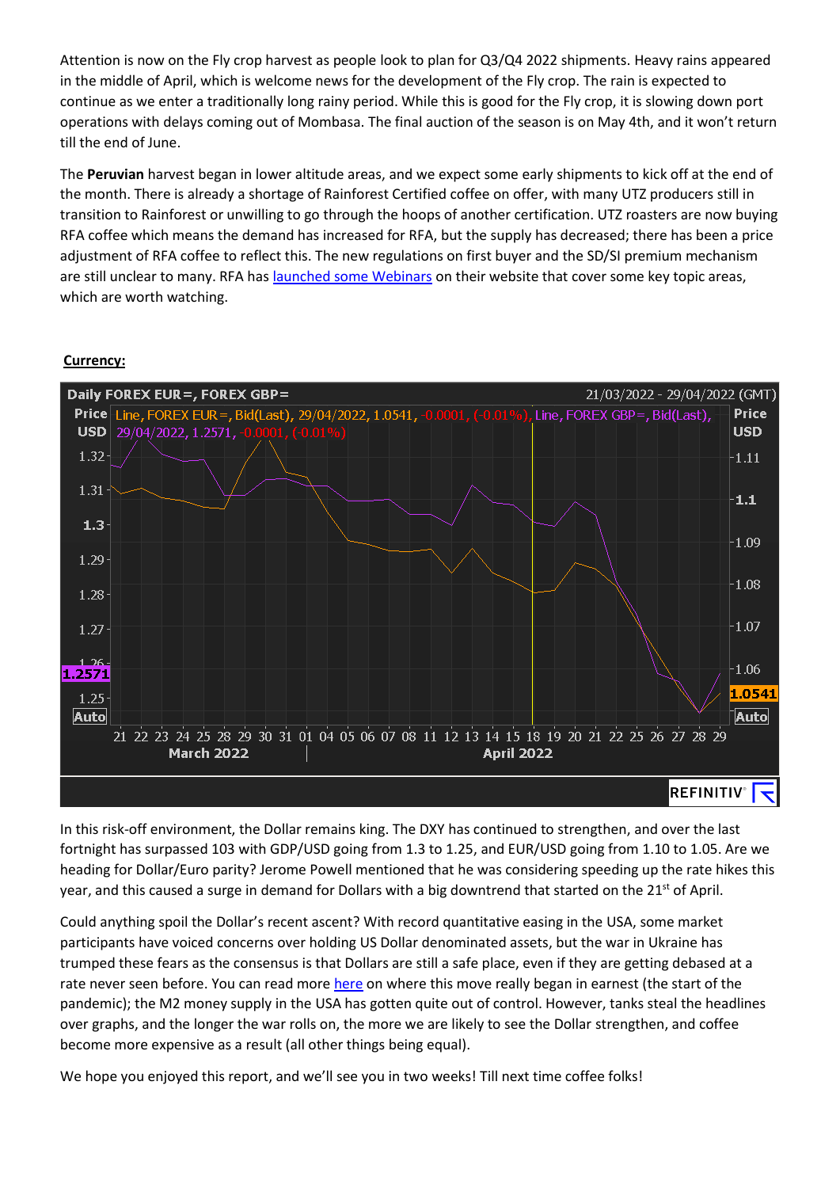Attention is now on the Fly crop harvest as people look to plan for Q3/Q4 2022 shipments. Heavy rains appeared in the middle of April, which is welcome news for the development of the Fly crop. The rain is expected to continue as we enter a traditionally long rainy period. While this is good for the Fly crop, it is slowing down port operations with delays coming out of Mombasa. The final auction of the season is on May 4th, and it won't return till the end of June.

The **Peruvian** harvest began in lower altitude areas, and we expect some early shipments to kick off at the end of the month. There is already a shortage of Rainforest Certified coffee on offer, with many UTZ producers still in transition to Rainforest or unwilling to go through the hoops of another certification. UTZ roasters are now buying RFA coffee which means the demand has increased for RFA, but the supply has decreased; there has been a price adjustment of RFA coffee to reflect this. The new regulations on first buyer and the SD/SI premium mechanism are still unclear to many. RFA has launched some Webinars on their website that cover some key topic areas, which are worth watching.

**Currency:**

In this risk-off environment, the Dollar remains king. The DXY has continued to strengthen, and over the last fortnight has surpassed 103 with GDP/USD going from 1.3 to 1.25, and EUR/USD going from 1.10 to 1.05. Are we heading for Dollar/Euro parity? Jerome Powell mentioned that he was considering speeding up the rate hikes this year, and this caused a surge in demand for Dollars with a big downtrend that started on the 21st of April.

Could anything spoil the Dollar's recent ascent? With record quantitative easing in the USA, some market participants have voiced concerns over holding US Dollar denominated assets, but the war in Ukraine has trumped these fears as the consensus is that Dollars are still a safe place, even if they are getting debased at a rate never seen before. You can read more here on where this move really began in earnest (the start of the pandemic); the M2 money supply in the USA has gotten quite out of control. However, tanks steal the headlines over graphs, and the longer the war rolls on, the more we are likely to see the Dollar strengthen, and coffee become more expensive as a result (all other things being equal).

We hope you enjoyed this report, and we'll see you in two weeks! Till next time coffee folks!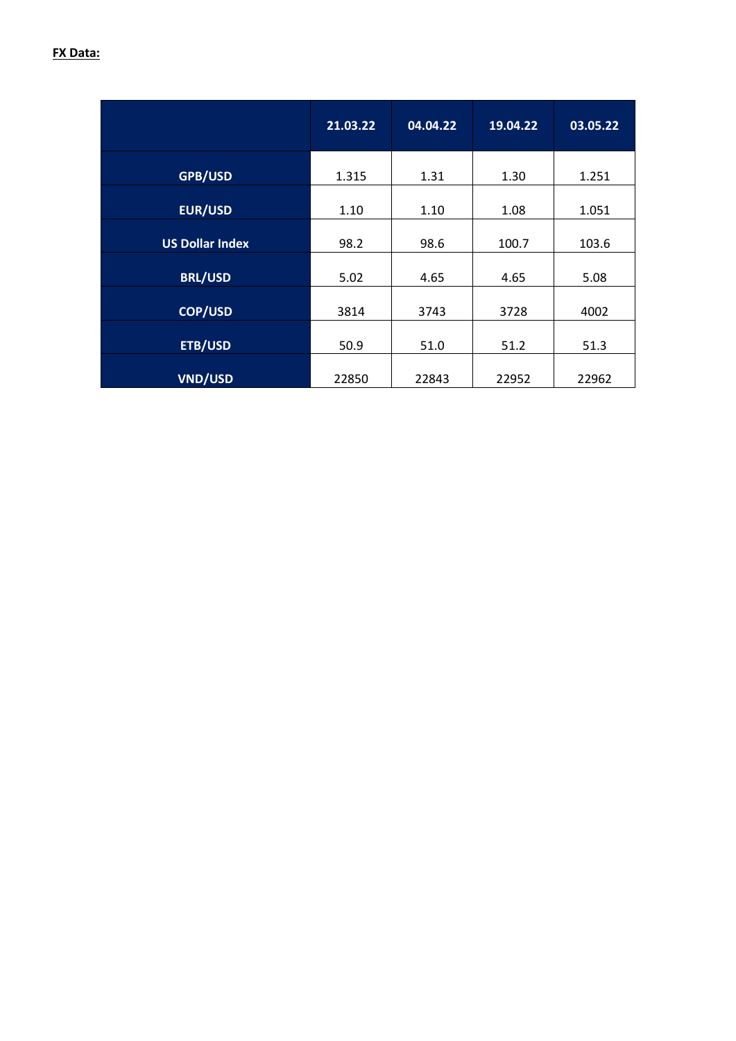**FX Data:**

| | 21.03.22 | 04.04.22 | 19.04.22 | 03.05.22 |
|---|---|---|---|---|
| GPB/USD | 1.315 | 1.31 | 1.30 | 1.251 |
| EUR/USD | 1.10 | 1.10 | 1.08 | 1.051 |
| US Dollar Index | 98.2 | 98.6 | 100.7 | 103.6 |
| BRL/USD | 5.02 | 4.65 | 4.65 | 5.08 |
| COP/USD | 3814 | 3743 | 3728 | 4002 |
| ETB/USD | 50.9 | 51.0 | 51.2 | 51.3 |
| VND/USD | 22850 | 22843 | 22952 | 22962 |